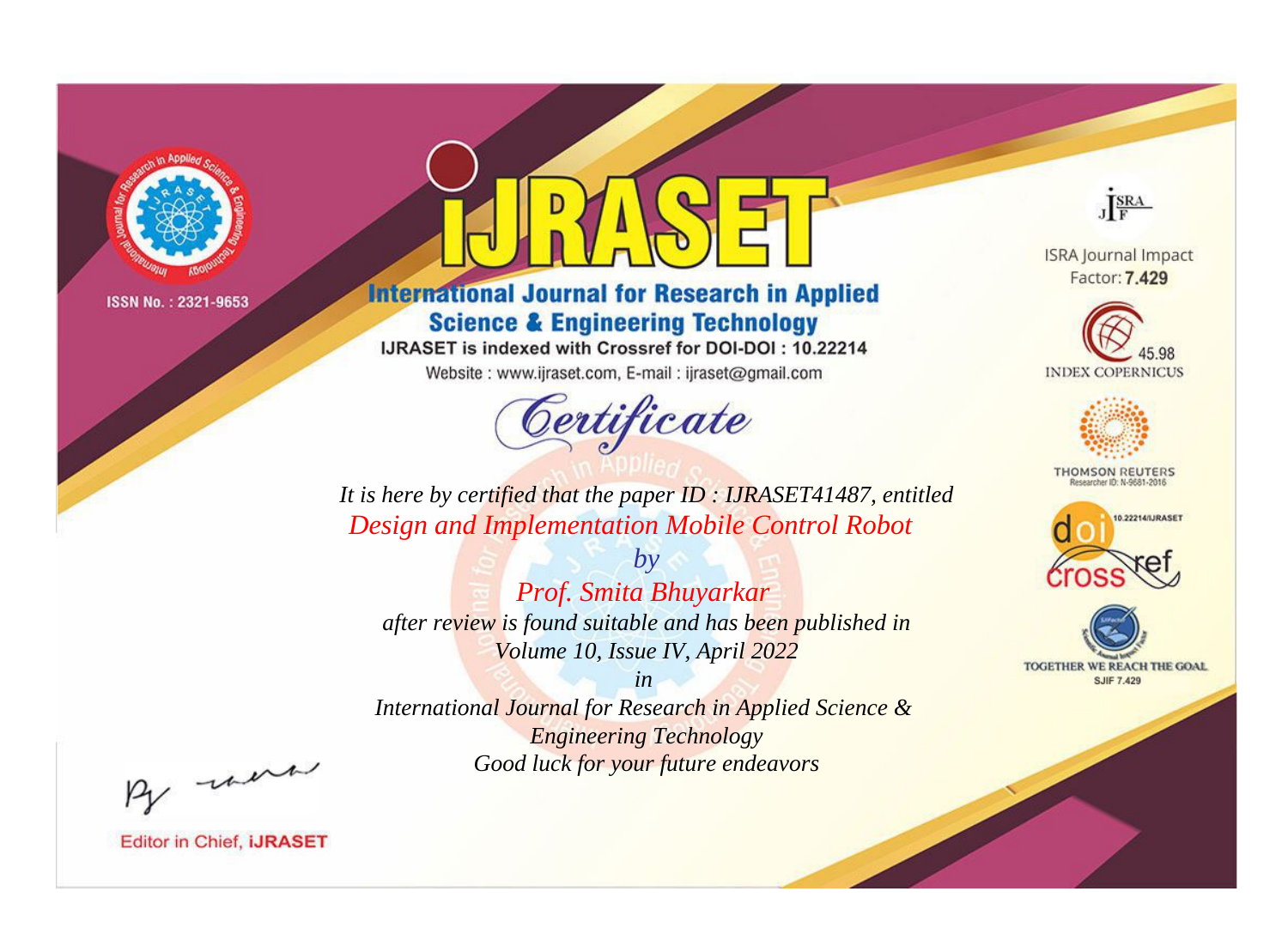ISSN No. : 2321-9653

# IJRASET

## International Journal for Research in Applied Science & Engineering Technology

IJRASET is indexed with Crossref for DOI-DOI : 10.22214

Website : www.ijraset.com, E-mail : ijraset@gmail.com

## Certificate

*It is here by certified that the paper ID : IJRASET41487, entitled*

*Design and Implementation Mobile Control Robot*

*by*

*Prof. Smita Bhuyarkar*

*after review is found suitable and has been published in*

*Volume 10, Issue IV, April 2022*

*in*

*International Journal for Research in Applied Science & Engineering Technology*

*Good luck for your future endeavors*

ISRA Journal Impact Factor: **7.429**

45.98 INDEX COPERNICUS

THOMSON REUTERS Researcher ID: N-9681-2016

10.22214/IJRASET

TOGETHER WE REACH THE GOAL SJIF 7.429

Editor in Chief, **IJRASET**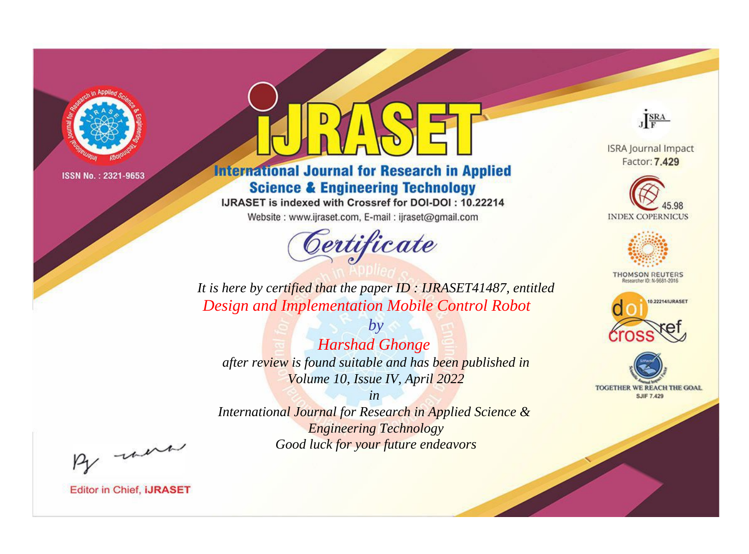ISSN No. : 2321-9653

# IJRASET

## International Journal for Research in Applied Science & Engineering Technology

IJRASET is indexed with Crossref for DOI-DOI : 10.22214

Website : www.ijraset.com, E-mail : ijraset@gmail.com

*Certificate*

*It is here by certified that the paper ID : IJRASET41487, entitled*

*Design and Implementation Mobile Control Robot*

*by*

*Harshad Ghonge*

*after review is found suitable and has been published in*

*Volume 10, Issue IV, April 2022*

*in*

*International Journal for Research in Applied Science & Engineering Technology*

*Good luck for your future endeavors*

ISRA Journal Impact Factor: **7.429**

45.98 INDEX COPERNICUS

THOMSON REUTERS Researcher ID: N-9681-2016

10.22214/IJRASET

TOGETHER WE REACH THE GOAL SJIF 7.429

Editor in Chief, **IJRASET**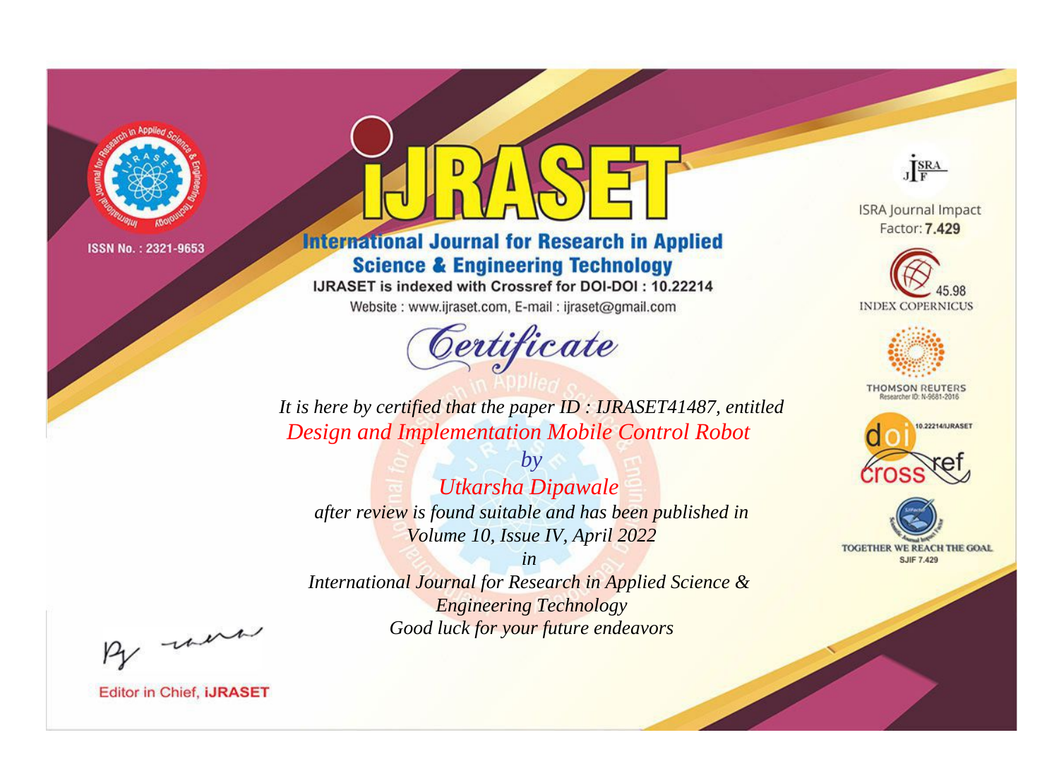ISSN No. : 2321-9653

# IJRASET

## International Journal for Research in Applied Science & Engineering Technology

IJRASET is indexed with Crossref for DOI-DOI : 10.22214

Website : www.ijraset.com, E-mail : ijraset@gmail.com

ISRA Journal Impact Factor: **7.429**

45.98 INDEX COPERNICUS

THOMSON REUTERS Researcher ID: N-9681-2016

10.22214/IJRASET

TOGETHER WE REACH THE GOAL SJIF 7.429

# *Certificate*

*It is here by certified that the paper ID : IJRASET41487, entitled*

*Design and Implementation Mobile Control Robot*

*by*

*Utkarsha Dipawale*

*after review is found suitable and has been published in*

*Volume 10, Issue IV, April 2022*

*in*

*International Journal for Research in Applied Science & Engineering Technology*

*Good luck for your future endeavors*

Editor in Chief, **iJRASET**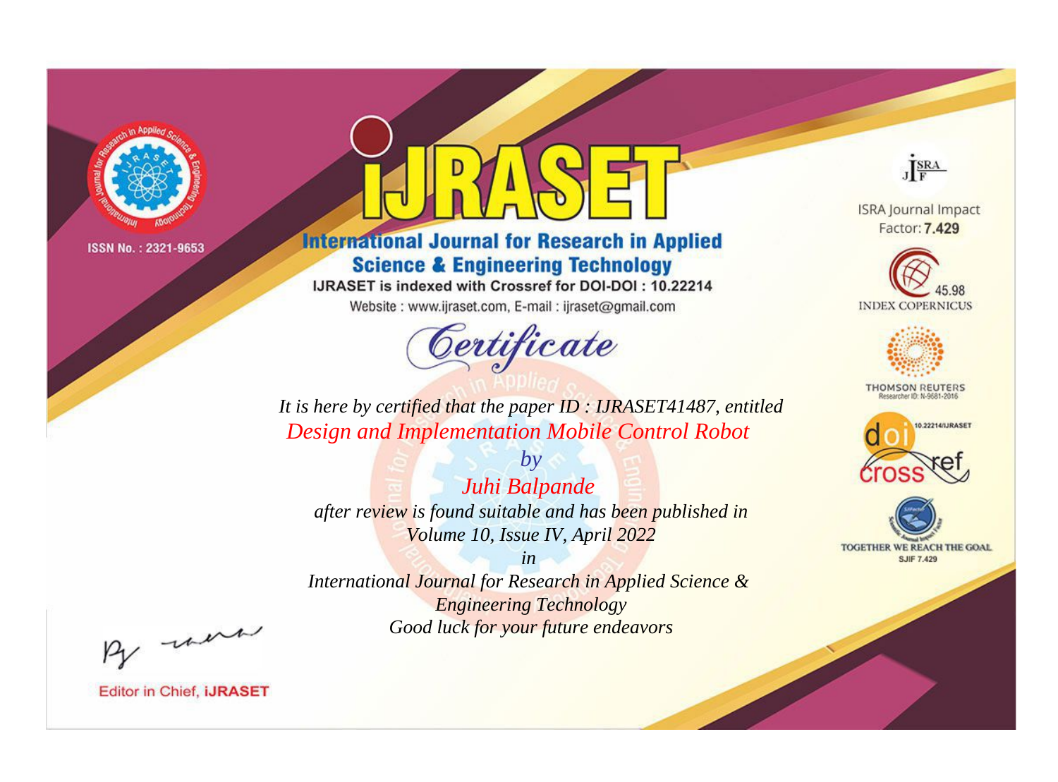ISSN No. : 2321-9653

# iJRASET

## International Journal for Research in Applied Science & Engineering Technology

IJRASET is indexed with Crossref for DOI-DOI : 10.22214

Website : www.ijraset.com, E-mail : ijraset@gmail.com

# Certificate

*It is here by certified that the paper ID : IJRASET41487, entitled*

*Design and Implementation Mobile Control Robot*

*by*

*Juhi Balpande*

*after review is found suitable and has been published in*

*Volume 10, Issue IV, April 2022*

*in*

*International Journal for Research in Applied Science & Engineering Technology*

*Good luck for your future endeavors*

ISRA Journal Impact Factor: **7.429**

45.98 INDEX COPERNICUS

THOMSON REUTERS Researcher ID: N-9681-2016

10.22214/IJRASET

TOGETHER WE REACH THE GOAL SJIF 7.429

Editor in Chief, **iJRASET**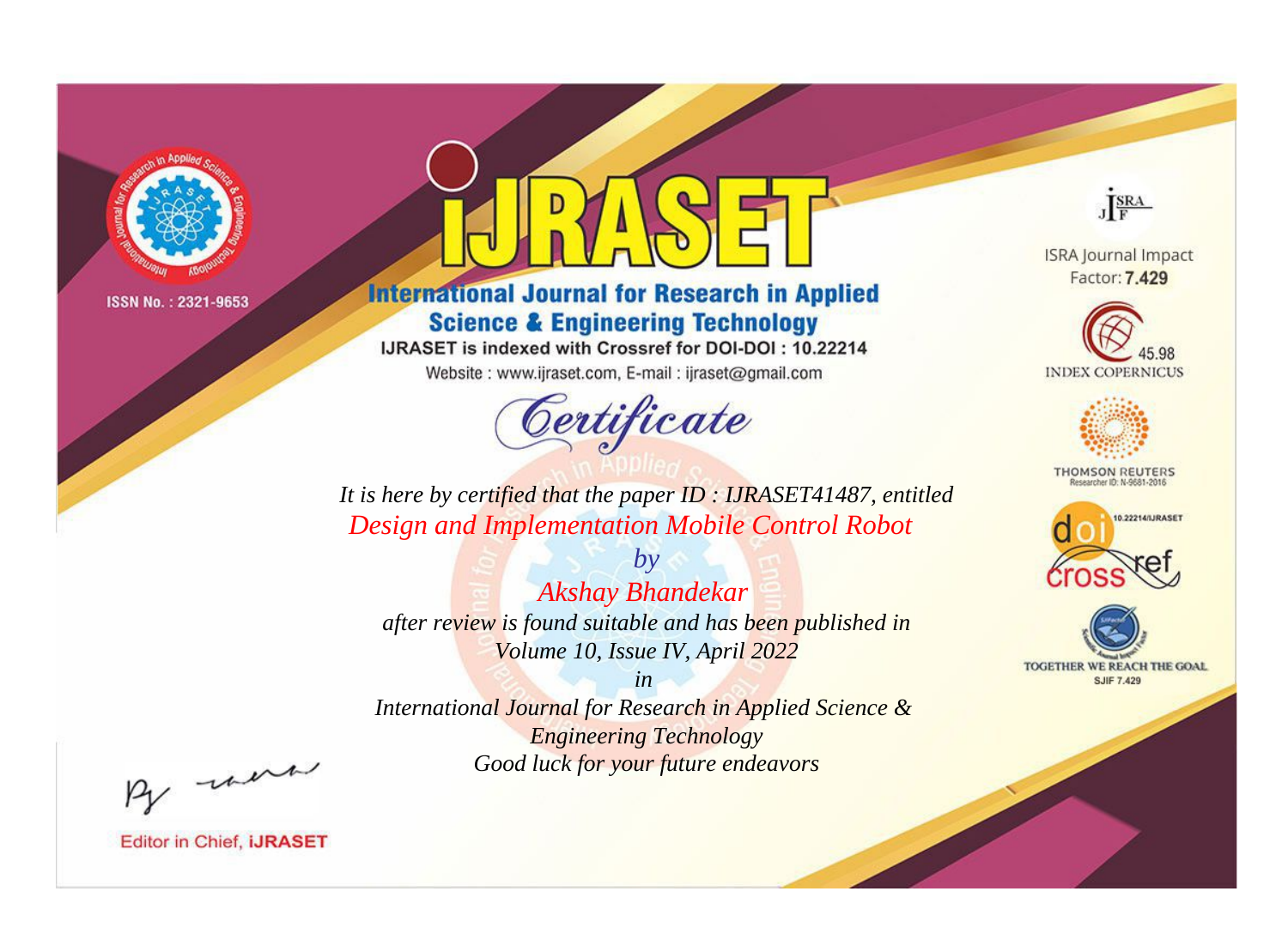ISSN No. : 2321-9653

# IJRASET

## International Journal for Research in Applied Science & Engineering Technology

IJRASET is indexed with Crossref for DOI-DOI : 10.22214

Website : www.ijraset.com, E-mail : ijraset@gmail.com

ISRA Journal Impact Factor: **7.429**

45.98 INDEX COPERNICUS

THOMSON REUTERS Researcher ID: N-9681-2016

10.22214/IJRASET

TOGETHER WE REACH THE GOAL SJIF 7.429

# *Certificate*

*It is here by certified that the paper ID : IJRASET41487, entitled*

*Design and Implementation Mobile Control Robot*

*by*

*Akshay Bhandekar*

*after review is found suitable and has been published in*

*Volume 10, Issue IV, April 2022*

*in*

*International Journal for Research in Applied Science & Engineering Technology*

*Good luck for your future endeavors*

Editor in Chief, **IJRASET**